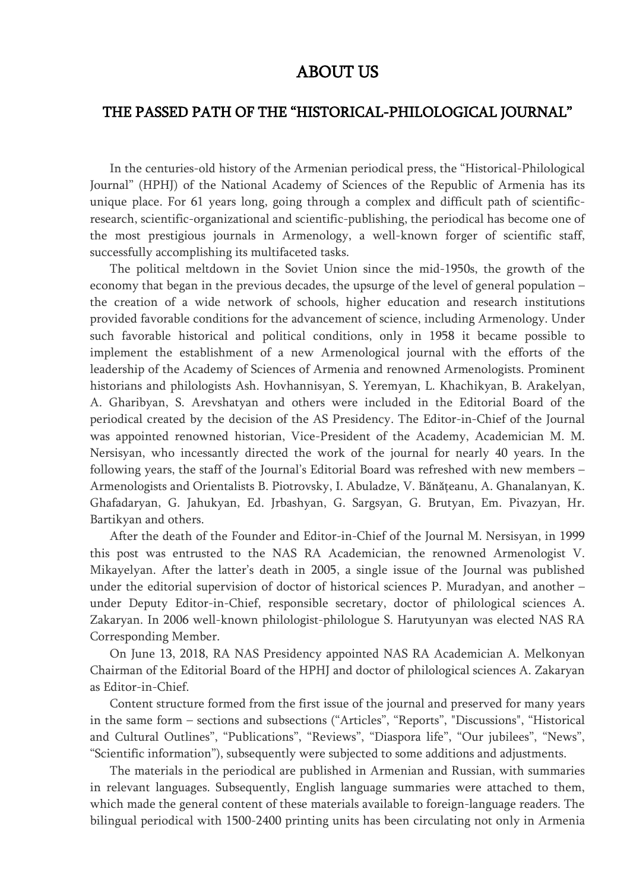# ABOUT US

## THE PASSED PATH OF THE "HISTORICAL-PHILOLOGICAL JOURNAL"

In the centuries-old history of the Armenian periodical press, the "Historical-Philological Journal" (HPHJ) of the National Academy of Sciences of the Republic of Armenia has its unique place. For 61 years long, going through a complex and difficult path of scientific-research, scientific-organizational and scientific-publishing, the periodical has become one of the most prestigious journals in Armenology, a well-known forger of scientific staff, successfully accomplishing its multifaceted tasks.

The political meltdown in the Soviet Union since the mid-1950s, the growth of the economy that began in the previous decades, the upsurge of the level of general population – the creation of a wide network of schools, higher education and research institutions provided favorable conditions for the advancement of science, including Armenology. Under such favorable historical and political conditions, only in 1958 it became possible to implement the establishment of a new Armenological journal with the efforts of the leadership of the Academy of Sciences of Armenia and renowned Armenologists. Prominent historians and philologists Ash. Hovhannisyan, S. Yeremyan, L. Khachikyan, B. Arakelyan, A. Gharibyan, S. Arevshatyan and others were included in the Editorial Board of the periodical created by the decision of the AS Presidency. The Editor-in-Chief of the Journal was appointed renowned historian, Vice-President of the Academy, Academician M. M. Nersisyan, who incessantly directed the work of the journal for nearly 40 years. In the following years, the staff of the Journal's Editorial Board was refreshed with new members – Armenologists and Orientalists B. Piotrovsky, I. Abuladze, V. Bănățeanu, A. Ghanalanyan, K. Ghafadaryan, G. Jahukyan, Ed. Jrbashyan, G. Sargsyan, G. Brutyan, Em. Pivazyan, Hr. Bartikyan and others.

After the death of the Founder and Editor-in-Chief of the Journal M. Nersisyan, in 1999 this post was entrusted to the NAS RA Academician, the renowned Armenologist V. Mikayelyan. After the latter's death in 2005, a single issue of the Journal was published under the editorial supervision of doctor of historical sciences P. Muradyan, and another – under Deputy Editor-in-Chief, responsible secretary, doctor of philological sciences A. Zakaryan. In 2006 well-known philologist-philologue S. Harutyunyan was elected NAS RA Corresponding Member.

On June 13, 2018, RA NAS Presidency appointed NAS RA Academician A. Melkonyan Chairman of the Editorial Board of the HPHJ and doctor of philological sciences A. Zakaryan as Editor-in-Chief.

Content structure formed from the first issue of the journal and preserved for many years in the same form – sections and subsections ("Articles", "Reports", "Discussions", "Historical and Cultural Outlines", "Publications", "Reviews", "Diaspora life", "Our jubilees", "News", "Scientific information"), subsequently were subjected to some additions and adjustments.

The materials in the periodical are published in Armenian and Russian, with summaries in relevant languages. Subsequently, English language summaries were attached to them, which made the general content of these materials available to foreign-language readers. The bilingual periodical with 1500-2400 printing units has been circulating not only in Armenia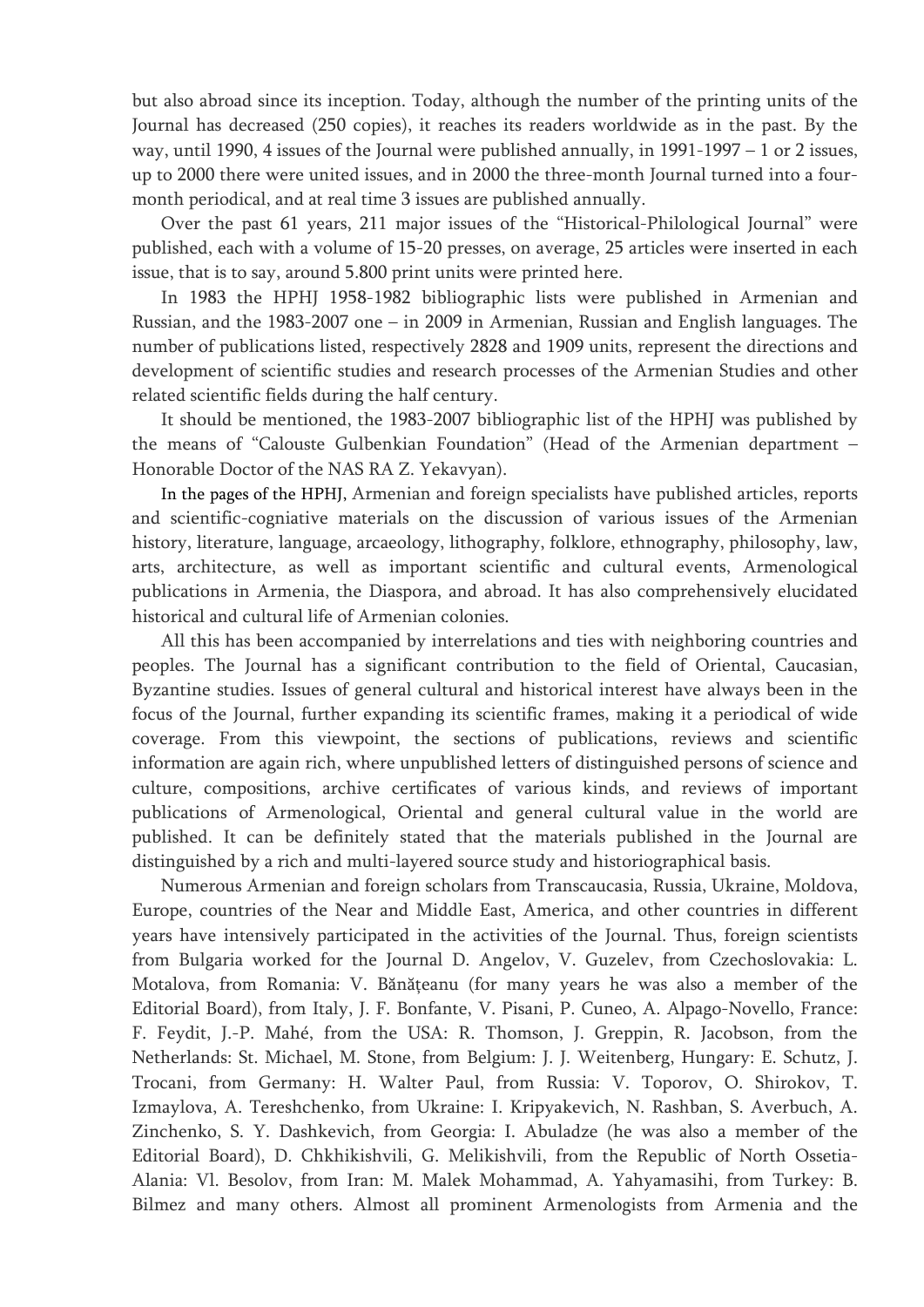but also abroad since its inception. Today, although the number of the printing units of the Journal has decreased (250 copies), it reaches its readers worldwide as in the past. By the way, until 1990, 4 issues of the Journal were published annually, in 1991-1997 – 1 or 2 issues, up to 2000 there were united issues, and in 2000 the three-month Journal turned into a four-month periodical, and at real time 3 issues are published annually.

Over the past 61 years, 211 major issues of the "Historical-Philological Journal" were published, each with a volume of 15-20 presses, on average, 25 articles were inserted in each issue, that is to say, around 5.800 print units were printed here.

In 1983 the HPHJ 1958-1982 bibliographic lists were published in Armenian and Russian, and the 1983-2007 one – in 2009 in Armenian, Russian and English languages. The number of publications listed, respectively 2828 and 1909 units, represent the directions and development of scientific studies and research processes of the Armenian Studies and other related scientific fields during the half century.

It should be mentioned, the 1983-2007 bibliographic list of the HPHJ was published by the means of "Calouste Gulbenkian Foundation" (Head of the Armenian department – Honorable Doctor of the NAS RA Z. Yekavyan).

In the pages of the HPHJ, Armenian and foreign specialists have published articles, reports and scientific-cogniative materials on the discussion of various issues of the Armenian history, literature, language, arcaeology, lithography, folklore, ethnography, philosophy, law, arts, architecture, as well as important scientific and cultural events, Armenological publications in Armenia, the Diaspora, and abroad. It has also comprehensively elucidated historical and cultural life of Armenian colonies.

All this has been accompanied by interrelations and ties with neighboring countries and peoples. The Journal has a significant contribution to the field of Oriental, Caucasian, Byzantine studies. Issues of general cultural and historical interest have always been in the focus of the Journal, further expanding its scientific frames, making it a periodical of wide coverage. From this viewpoint, the sections of publications, reviews and scientific information are again rich, where unpublished letters of distinguished persons of science and culture, compositions, archive certificates of various kinds, and reviews of important publications of Armenological, Oriental and general cultural value in the world are published. It can be definitely stated that the materials published in the Journal are distinguished by a rich and multi-layered source study and historiographical basis.

Numerous Armenian and foreign scholars from Transcaucasia, Russia, Ukraine, Moldova, Europe, countries of the Near and Middle East, America, and other countries in different years have intensively participated in the activities of the Journal. Thus, foreign scientists from Bulgaria worked for the Journal D. Angelov, V. Guzelev, from Czechoslovakia: L. Motalova, from Romania: V. Bănățeanu (for many years he was also a member of the Editorial Board), from Italy, J. F. Bonfante, V. Pisani, P. Cuneo, A. Alpago-Novello, France: F. Feydit, J.-P. Mahé, from the USA: R. Thomson, J. Greppin, R. Jacobson, from the Netherlands: St. Michael, M. Stone, from Belgium: J. J. Weitenberg, Hungary: E. Schutz, J. Trocani, from Germany: H. Walter Paul, from Russia: V. Toporov, O. Shirokov, T. Izmaylova, A. Tereshchenko, from Ukraine: I. Kripyakevich, N. Rashban, S. Averbuch, A. Zinchenko, S. Y. Dashkevich, from Georgia: I. Abuladze (he was also a member of the Editorial Board), D. Chkhikishvili, G. Melikishvili, from the Republic of North Ossetia-Alania: Vl. Besolov, from Iran: M. Malek Mohammad, A. Yahyamasihi, from Turkey: B. Bilmez and many others. Almost all prominent Armenologists from Armenia and the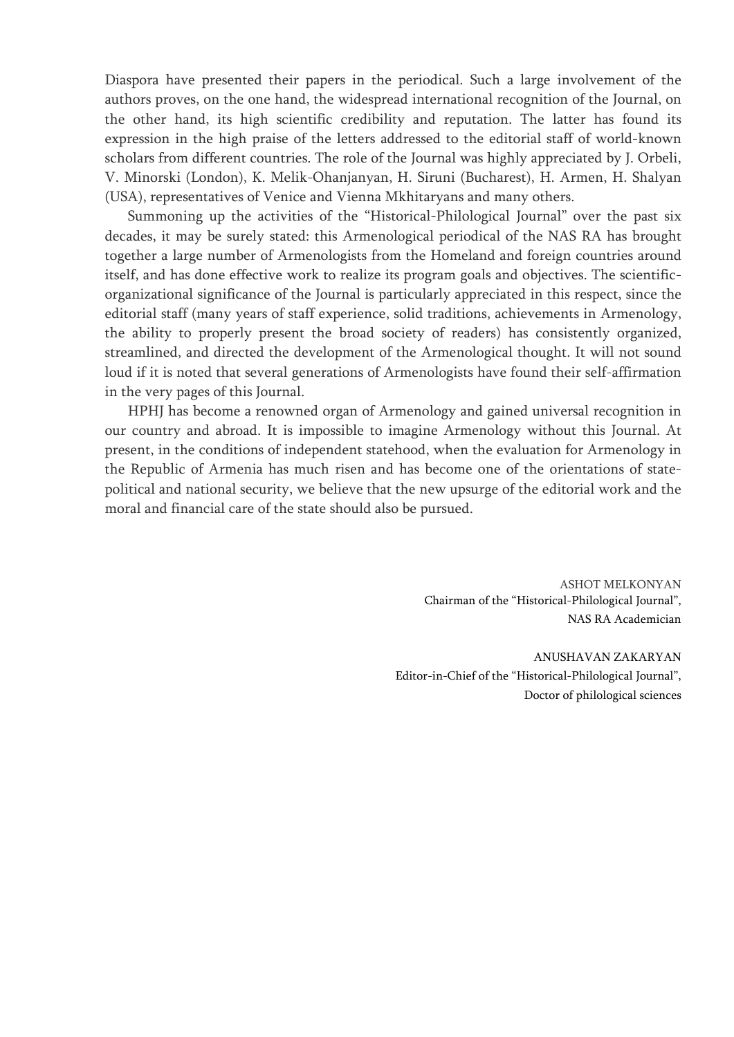Diaspora have presented their papers in the periodical. Such a large involvement of the authors proves, on the one hand, the widespread international recognition of the Journal, on the other hand, its high scientific credibility and reputation. The latter has found its expression in the high praise of the letters addressed to the editorial staff of world-known scholars from different countries. The role of the Journal was highly appreciated by J. Orbeli, V. Minorski (London), K. Melik-Ohanjanyan, H. Siruni (Bucharest), H. Armen, H. Shalyan (USA), representatives of Venice and Vienna Mkhitaryans and many others.

Summoning up the activities of the "Historical-Philological Journal" over the past six decades, it may be surely stated: this Armenological periodical of the NAS RA has brought together a large number of Armenologists from the Homeland and foreign countries around itself, and has done effective work to realize its program goals and objectives. The scientific-organizational significance of the Journal is particularly appreciated in this respect, since the editorial staff (many years of staff experience, solid traditions, achievements in Armenology, the ability to properly present the broad society of readers) has consistently organized, streamlined, and directed the development of the Armenological thought. It will not sound loud if it is noted that several generations of Armenologists have found their self-affirmation in the very pages of this Journal.

HPHJ has become a renowned organ of Armenology and gained universal recognition in our country and abroad. It is impossible to imagine Armenology without this Journal. At present, in the conditions of independent statehood, when the evaluation for Armenology in the Republic of Armenia has much risen and has become one of the orientations of state-political and national security, we believe that the new upsurge of the editorial work and the moral and financial care of the state should also be pursued.

ASHOT MELKONYAN
Chairman of the "Historical-Philological Journal",
NAS RA Academician

ANUSHAVAN ZAKARYAN
Editor-in-Chief of the "Historical-Philological Journal",
Doctor of philological sciences